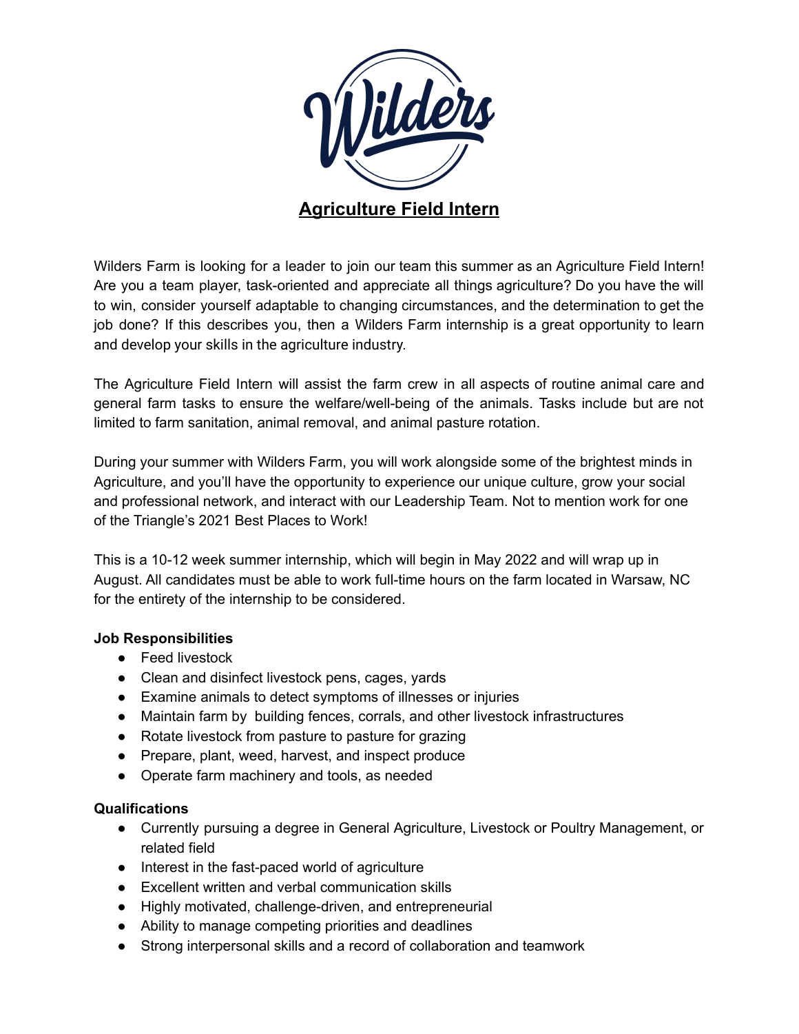# Agriculture Field Intern

Wilders Farm is looking for a leader to join our team this summer as an Agriculture Field Intern! Are you a team player, task-oriented and appreciate all things agriculture? Do you have the will to win, consider yourself adaptable to changing circumstances, and the determination to get the job done? If this describes you, then a Wilders Farm internship is a great opportunity to learn and develop your skills in the agriculture industry.

The Agriculture Field Intern will assist the farm crew in all aspects of routine animal care and general farm tasks to ensure the welfare/well-being of the animals. Tasks include but are not limited to farm sanitation, animal removal, and animal pasture rotation.

During your summer with Wilders Farm, you will work alongside some of the brightest minds in Agriculture, and you'll have the opportunity to experience our unique culture, grow your social and professional network, and interact with our Leadership Team. Not to mention work for one of the Triangle's 2021 Best Places to Work!

This is a 10-12 week summer internship, which will begin in May 2022 and will wrap up in August. All candidates must be able to work full-time hours on the farm located in Warsaw, NC for the entirety of the internship to be considered.

**Job Responsibilities**

- Feed livestock
- Clean and disinfect livestock pens, cages, yards
- Examine animals to detect symptoms of illnesses or injuries
- Maintain farm by building fences, corrals, and other livestock infrastructures
- Rotate livestock from pasture to pasture for grazing
- Prepare, plant, weed, harvest, and inspect produce
- Operate farm machinery and tools, as needed

**Qualifications**

- Currently pursuing a degree in General Agriculture, Livestock or Poultry Management, or related field
- Interest in the fast-paced world of agriculture
- Excellent written and verbal communication skills
- Highly motivated, challenge-driven, and entrepreneurial
- Ability to manage competing priorities and deadlines
- Strong interpersonal skills and a record of collaboration and teamwork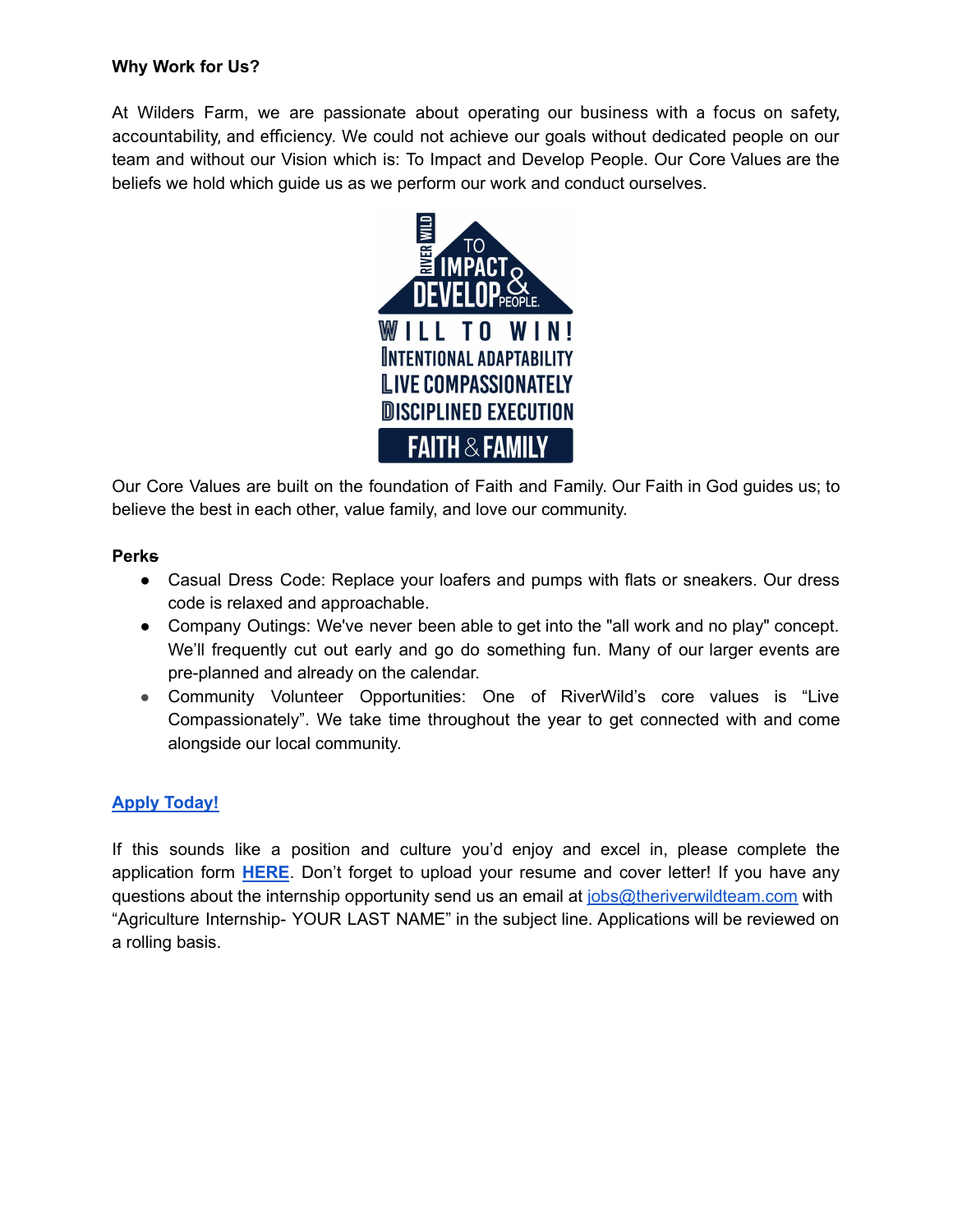**Why Work for Us?**

At Wilders Farm, we are passionate about operating our business with a focus on safety, accountability, and efficiency. We could not achieve our goals without dedicated people on our team and without our Vision which is: To Impact and Develop People. Our Core Values are the beliefs we hold which guide us as we perform our work and conduct ourselves.

RIVER WILD

TO IMPACT & DEVELOP PEOPLE.

WILL TO WIN!

INTENTIONAL ADAPTABILITY

LIVE COMPASSIONATELY

DISCIPLINED EXECUTION

FAITH & FAMILY

Our Core Values are built on the foundation of Faith and Family. Our Faith in God guides us; to believe the best in each other, value family, and love our community.

**Perks**

- Casual Dress Code: Replace your loafers and pumps with flats or sneakers. Our dress code is relaxed and approachable.
- Company Outings: We've never been able to get into the "all work and no play" concept. We'll frequently cut out early and go do something fun. Many of our larger events are pre-planned and already on the calendar.
- Community Volunteer Opportunities: One of RiverWild's core values is "Live Compassionately". We take time throughout the year to get connected with and come alongside our local community.

**Apply Today!**

If this sounds like a position and culture you'd enjoy and excel in, please complete the application form **HERE**. Don't forget to upload your resume and cover letter! If you have any questions about the internship opportunity send us an email at jobs@theriverwildteam.com with "Agriculture Internship- YOUR LAST NAME" in the subject line. Applications will be reviewed on a rolling basis.